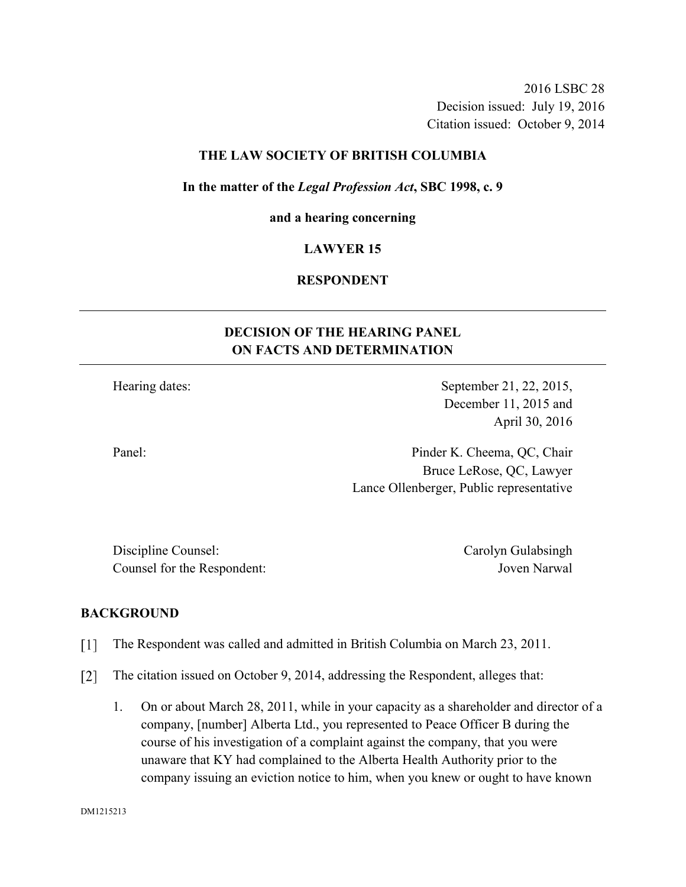2016 LSBC 28
Decision issued: July 19, 2016
Citation issued: October 9, 2014

**THE LAW SOCIETY OF BRITISH COLUMBIA**

**In the matter of the *Legal Profession Act*, SBC 1998, c. 9**

**and a hearing concerning**

**LAWYER 15**

**RESPONDENT**

## DECISION OF THE HEARING PANEL ON FACTS AND DETERMINATION

Hearing dates: September 21, 22, 2015, December 11, 2015 and April 30, 2016

Panel: Pinder K. Cheema, QC, Chair
Bruce LeRose, QC, Lawyer
Lance Ollenberger, Public representative

Discipline Counsel: Carolyn Gulabsingh
Counsel for the Respondent: Joven Narwal

## BACKGROUND

[1] The Respondent was called and admitted in British Columbia on March 23, 2011.

[2] The citation issued on October 9, 2014, addressing the Respondent, alleges that:

1. On or about March 28, 2011, while in your capacity as a shareholder and director of a company, [number] Alberta Ltd., you represented to Peace Officer B during the course of his investigation of a complaint against the company, that you were unaware that KY had complained to the Alberta Health Authority prior to the company issuing an eviction notice to him, when you knew or ought to have known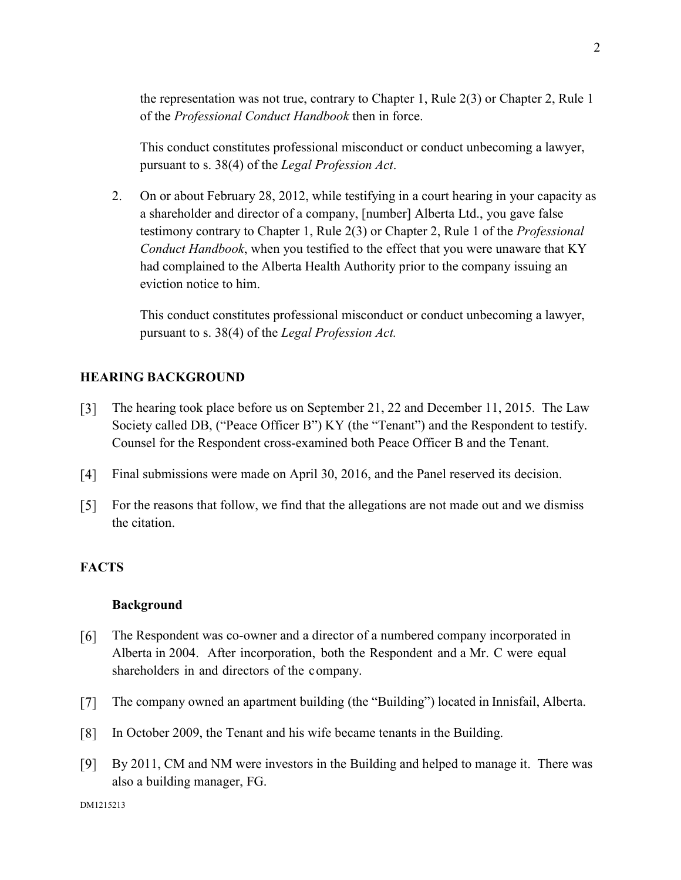the representation was not true, contrary to Chapter 1, Rule 2(3) or Chapter 2, Rule 1 of the *Professional Conduct Handbook* then in force.

This conduct constitutes professional misconduct or conduct unbecoming a lawyer, pursuant to s. 38(4) of the *Legal Profession Act*.

2. On or about February 28, 2012, while testifying in a court hearing in your capacity as a shareholder and director of a company, [number] Alberta Ltd., you gave false testimony contrary to Chapter 1, Rule 2(3) or Chapter 2, Rule 1 of the *Professional Conduct Handbook*, when you testified to the effect that you were unaware that KY had complained to the Alberta Health Authority prior to the company issuing an eviction notice to him.

   This conduct constitutes professional misconduct or conduct unbecoming a lawyer, pursuant to s. 38(4) of the *Legal Profession Act.*

## HEARING BACKGROUND

[3] The hearing took place before us on September 21, 22 and December 11, 2015. The Law Society called DB, ("Peace Officer B") KY (the "Tenant") and the Respondent to testify. Counsel for the Respondent cross-examined both Peace Officer B and the Tenant.

[4] Final submissions were made on April 30, 2016, and the Panel reserved its decision.

[5] For the reasons that follow, we find that the allegations are not made out and we dismiss the citation.

## FACTS

### Background

[6] The Respondent was co-owner and a director of a numbered company incorporated in Alberta in 2004. After incorporation, both the Respondent and a Mr. C were equal shareholders in and directors of the company.

[7] The company owned an apartment building (the "Building") located in Innisfail, Alberta.

[8] In October 2009, the Tenant and his wife became tenants in the Building.

[9] By 2011, CM and NM were investors in the Building and helped to manage it. There was also a building manager, FG.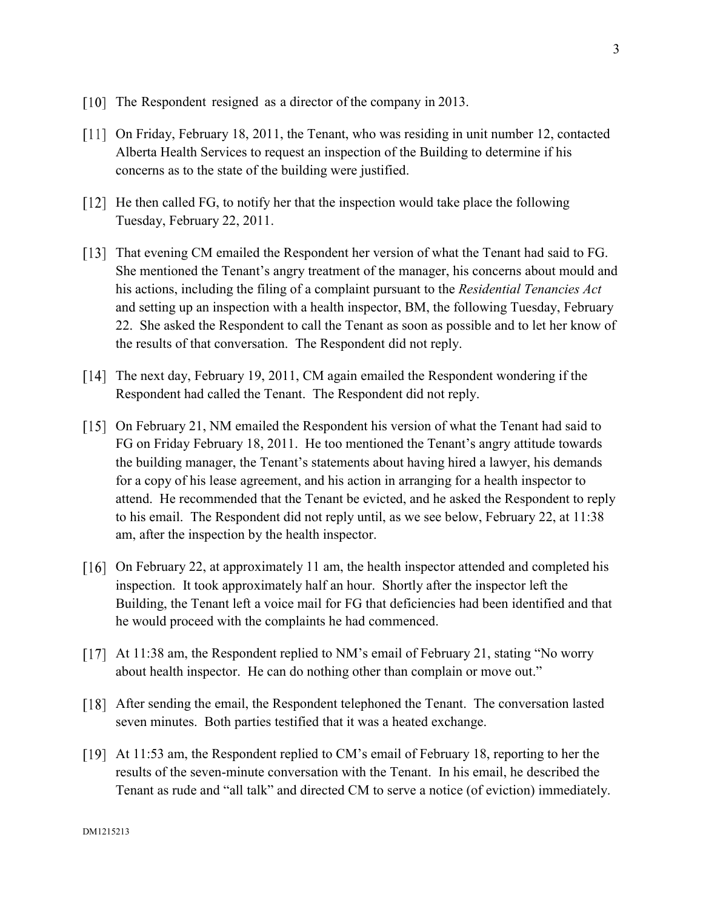[10] The Respondent resigned as a director of the company in 2013.

[11] On Friday, February 18, 2011, the Tenant, who was residing in unit number 12, contacted Alberta Health Services to request an inspection of the Building to determine if his concerns as to the state of the building were justified.

[12] He then called FG, to notify her that the inspection would take place the following Tuesday, February 22, 2011.

[13] That evening CM emailed the Respondent her version of what the Tenant had said to FG. She mentioned the Tenant's angry treatment of the manager, his concerns about mould and his actions, including the filing of a complaint pursuant to the *Residential Tenancies Act* and setting up an inspection with a health inspector, BM, the following Tuesday, February 22. She asked the Respondent to call the Tenant as soon as possible and to let her know of the results of that conversation. The Respondent did not reply.

[14] The next day, February 19, 2011, CM again emailed the Respondent wondering if the Respondent had called the Tenant. The Respondent did not reply.

[15] On February 21, NM emailed the Respondent his version of what the Tenant had said to FG on Friday February 18, 2011. He too mentioned the Tenant's angry attitude towards the building manager, the Tenant's statements about having hired a lawyer, his demands for a copy of his lease agreement, and his action in arranging for a health inspector to attend. He recommended that the Tenant be evicted, and he asked the Respondent to reply to his email. The Respondent did not reply until, as we see below, February 22, at 11:38 am, after the inspection by the health inspector.

[16] On February 22, at approximately 11 am, the health inspector attended and completed his inspection. It took approximately half an hour. Shortly after the inspector left the Building, the Tenant left a voice mail for FG that deficiencies had been identified and that he would proceed with the complaints he had commenced.

[17] At 11:38 am, the Respondent replied to NM's email of February 21, stating "No worry about health inspector. He can do nothing other than complain or move out."

[18] After sending the email, the Respondent telephoned the Tenant. The conversation lasted seven minutes. Both parties testified that it was a heated exchange.

[19] At 11:53 am, the Respondent replied to CM's email of February 18, reporting to her the results of the seven-minute conversation with the Tenant. In his email, he described the Tenant as rude and "all talk" and directed CM to serve a notice (of eviction) immediately.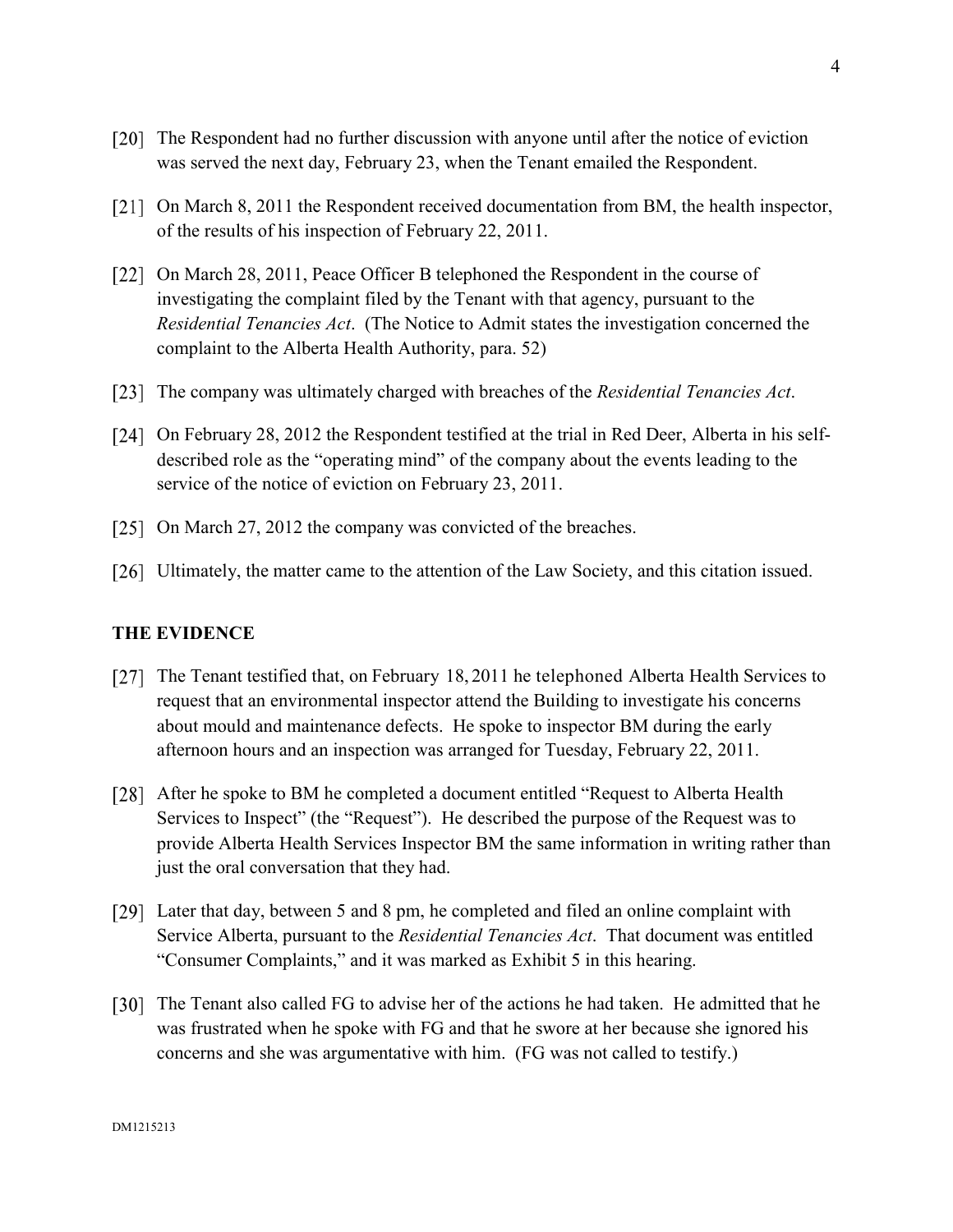[20] The Respondent had no further discussion with anyone until after the notice of eviction was served the next day, February 23, when the Tenant emailed the Respondent.

[21] On March 8, 2011 the Respondent received documentation from BM, the health inspector, of the results of his inspection of February 22, 2011.

[22] On March 28, 2011, Peace Officer B telephoned the Respondent in the course of investigating the complaint filed by the Tenant with that agency, pursuant to the *Residential Tenancies Act*. (The Notice to Admit states the investigation concerned the complaint to the Alberta Health Authority, para. 52)

[23] The company was ultimately charged with breaches of the *Residential Tenancies Act*.

[24] On February 28, 2012 the Respondent testified at the trial in Red Deer, Alberta in his self-described role as the "operating mind" of the company about the events leading to the service of the notice of eviction on February 23, 2011.

[25] On March 27, 2012 the company was convicted of the breaches.

[26] Ultimately, the matter came to the attention of the Law Society, and this citation issued.

## THE EVIDENCE

[27] The Tenant testified that, on February 18, 2011 he telephoned Alberta Health Services to request that an environmental inspector attend the Building to investigate his concerns about mould and maintenance defects. He spoke to inspector BM during the early afternoon hours and an inspection was arranged for Tuesday, February 22, 2011.

[28] After he spoke to BM he completed a document entitled "Request to Alberta Health Services to Inspect" (the "Request"). He described the purpose of the Request was to provide Alberta Health Services Inspector BM the same information in writing rather than just the oral conversation that they had.

[29] Later that day, between 5 and 8 pm, he completed and filed an online complaint with Service Alberta, pursuant to the *Residential Tenancies Act*. That document was entitled "Consumer Complaints," and it was marked as Exhibit 5 in this hearing.

[30] The Tenant also called FG to advise her of the actions he had taken. He admitted that he was frustrated when he spoke with FG and that he swore at her because she ignored his concerns and she was argumentative with him. (FG was not called to testify.)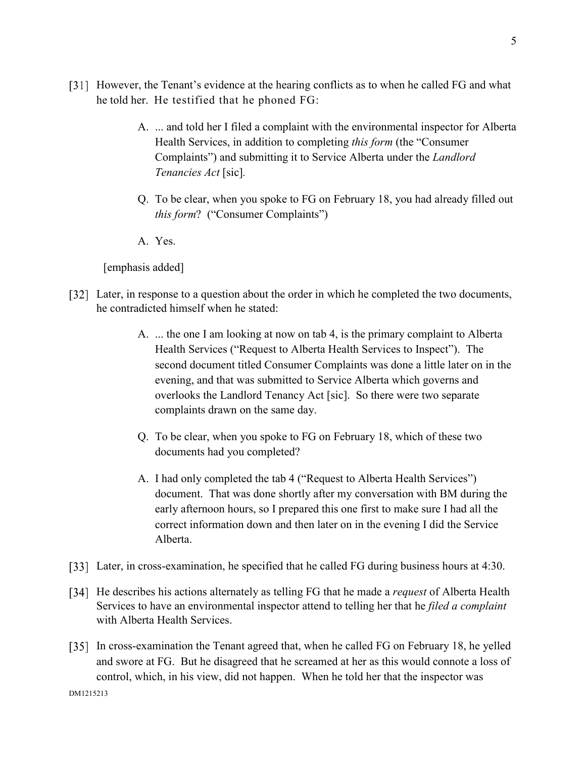[31] However, the Tenant's evidence at the hearing conflicts as to when he called FG and what he told her. He testified that he phoned FG:

> A. ... and told her I filed a complaint with the environmental inspector for Alberta Health Services, in addition to completing *this form* (the "Consumer Complaints") and submitting it to Service Alberta under the *Landlord Tenancies Act* [sic].
>
> Q. To be clear, when you spoke to FG on February 18, you had already filled out *this form*? ("Consumer Complaints")
>
> A. Yes.

[emphasis added]

[32] Later, in response to a question about the order in which he completed the two documents, he contradicted himself when he stated:

> A. ... the one I am looking at now on tab 4, is the primary complaint to Alberta Health Services ("Request to Alberta Health Services to Inspect"). The second document titled Consumer Complaints was done a little later on in the evening, and that was submitted to Service Alberta which governs and overlooks the Landlord Tenancy Act [sic]. So there were two separate complaints drawn on the same day.
>
> Q. To be clear, when you spoke to FG on February 18, which of these two documents had you completed?
>
> A. I had only completed the tab 4 ("Request to Alberta Health Services") document. That was done shortly after my conversation with BM during the early afternoon hours, so I prepared this one first to make sure I had all the correct information down and then later on in the evening I did the Service Alberta.

[33] Later, in cross-examination, he specified that he called FG during business hours at 4:30.

[34] He describes his actions alternately as telling FG that he made a *request* of Alberta Health Services to have an environmental inspector attend to telling her that he *filed a complaint* with Alberta Health Services.

[35] In cross-examination the Tenant agreed that, when he called FG on February 18, he yelled and swore at FG. But he disagreed that he screamed at her as this would connote a loss of control, which, in his view, did not happen. When he told her that the inspector was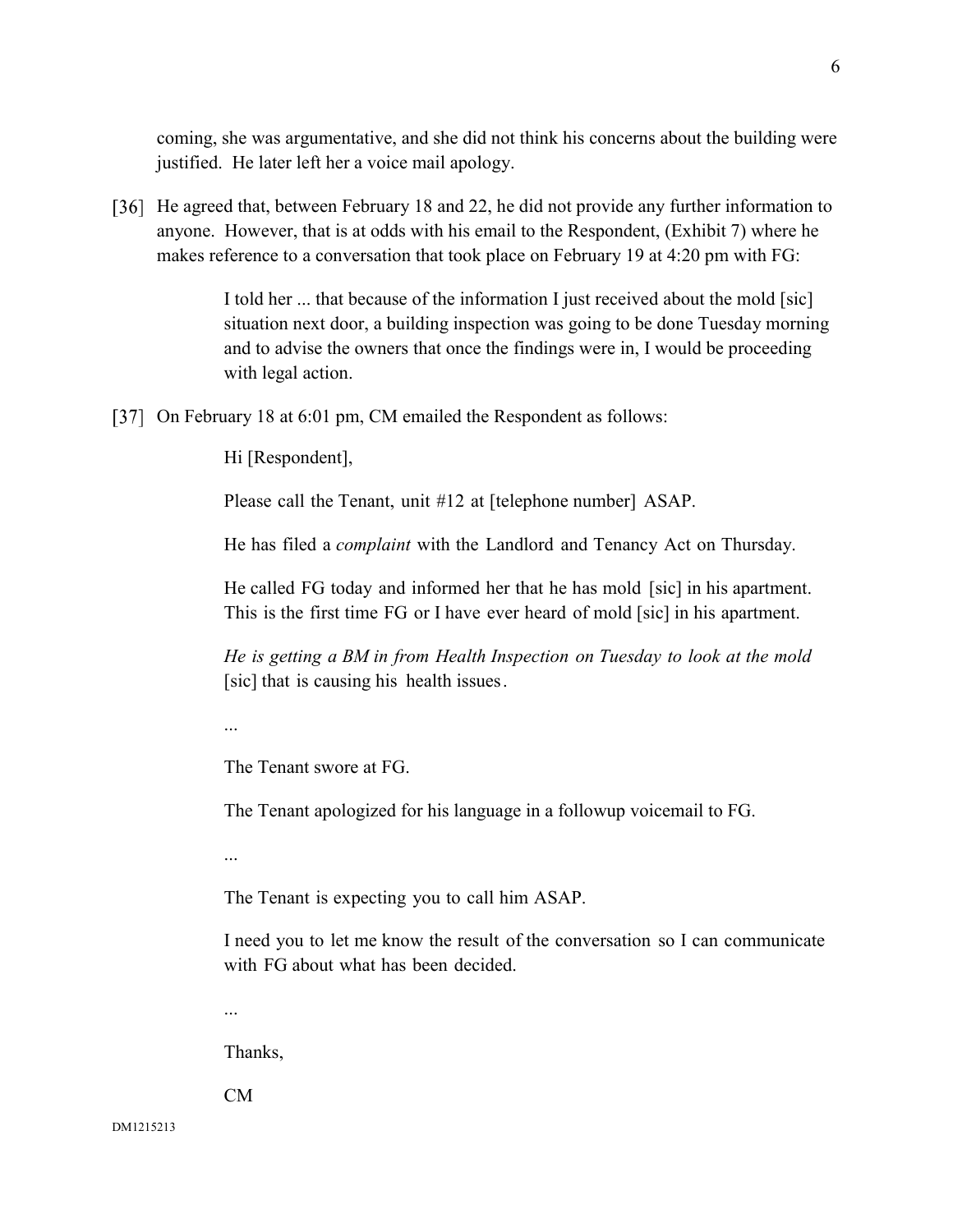coming, she was argumentative, and she did not think his concerns about the building were justified. He later left her a voice mail apology.

[36] He agreed that, between February 18 and 22, he did not provide any further information to anyone. However, that is at odds with his email to the Respondent, (Exhibit 7) where he makes reference to a conversation that took place on February 19 at 4:20 pm with FG:

> I told her ... that because of the information I just received about the mold [sic] situation next door, a building inspection was going to be done Tuesday morning and to advise the owners that once the findings were in, I would be proceeding with legal action.

[37] On February 18 at 6:01 pm, CM emailed the Respondent as follows:

> Hi [Respondent],
>
> Please call the Tenant, unit #12 at [telephone number] ASAP.
>
> He has filed a *complaint* with the Landlord and Tenancy Act on Thursday.
>
> He called FG today and informed her that he has mold [sic] in his apartment. This is the first time FG or I have ever heard of mold [sic] in his apartment.
>
> *He is getting a BM in from Health Inspection on Tuesday to look at the mold* [sic] that is causing his health issues.
>
> ...
>
> The Tenant swore at FG.
>
> The Tenant apologized for his language in a followup voicemail to FG.
>
> ...
>
> The Tenant is expecting you to call him ASAP.
>
> I need you to let me know the result of the conversation so I can communicate with FG about what has been decided.
>
> ...
>
> Thanks,
>
> CM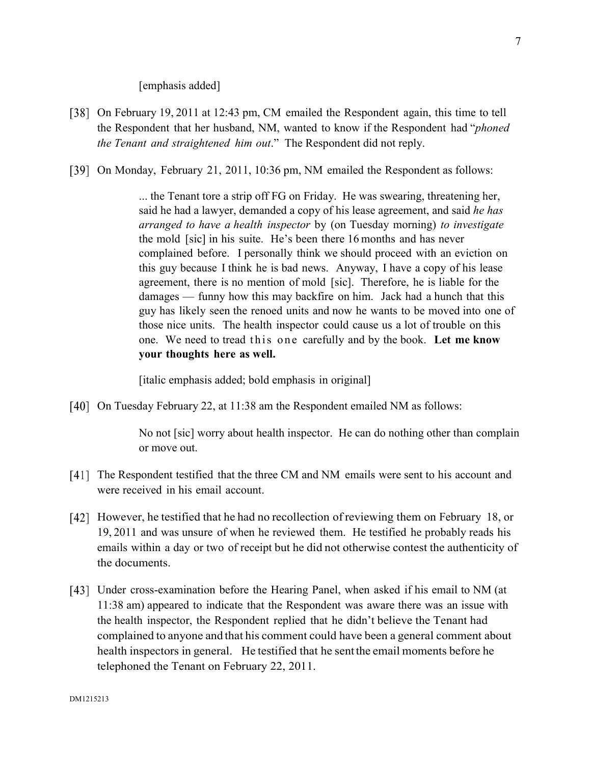[emphasis added]

[38] On February 19, 2011 at 12:43 pm, CM emailed the Respondent again, this time to tell the Respondent that her husband, NM, wanted to know if the Respondent had "*phoned the Tenant and straightened him out*." The Respondent did not reply.

[39] On Monday, February 21, 2011, 10:36 pm, NM emailed the Respondent as follows:

> ... the Tenant tore a strip off FG on Friday. He was swearing, threatening her, said he had a lawyer, demanded a copy of his lease agreement, and said *he has arranged to have a health inspector* by (on Tuesday morning) *to investigate* the mold [sic] in his suite. He's been there 16 months and has never complained before. I personally think we should proceed with an eviction on this guy because I think he is bad news. Anyway, I have a copy of his lease agreement, there is no mention of mold [sic]. Therefore, he is liable for the damages — funny how this may backfire on him. Jack had a hunch that this guy has likely seen the renoed units and now he wants to be moved into one of those nice units. The health inspector could cause us a lot of trouble on this one. We need to tread this one carefully and by the book. **Let me know your thoughts here as well.**
>
> [italic emphasis added; bold emphasis in original]

[40] On Tuesday February 22, at 11:38 am the Respondent emailed NM as follows:

> No not [sic] worry about health inspector. He can do nothing other than complain or move out.

[41] The Respondent testified that the three CM and NM emails were sent to his account and were received in his email account.

[42] However, he testified that he had no recollection of reviewing them on February 18, or 19, 2011 and was unsure of when he reviewed them. He testified he probably reads his emails within a day or two of receipt but he did not otherwise contest the authenticity of the documents.

[43] Under cross-examination before the Hearing Panel, when asked if his email to NM (at 11:38 am) appeared to indicate that the Respondent was aware there was an issue with the health inspector, the Respondent replied that he didn't believe the Tenant had complained to anyone and that his comment could have been a general comment about health inspectors in general. He testified that he sent the email moments before he telephoned the Tenant on February 22, 2011.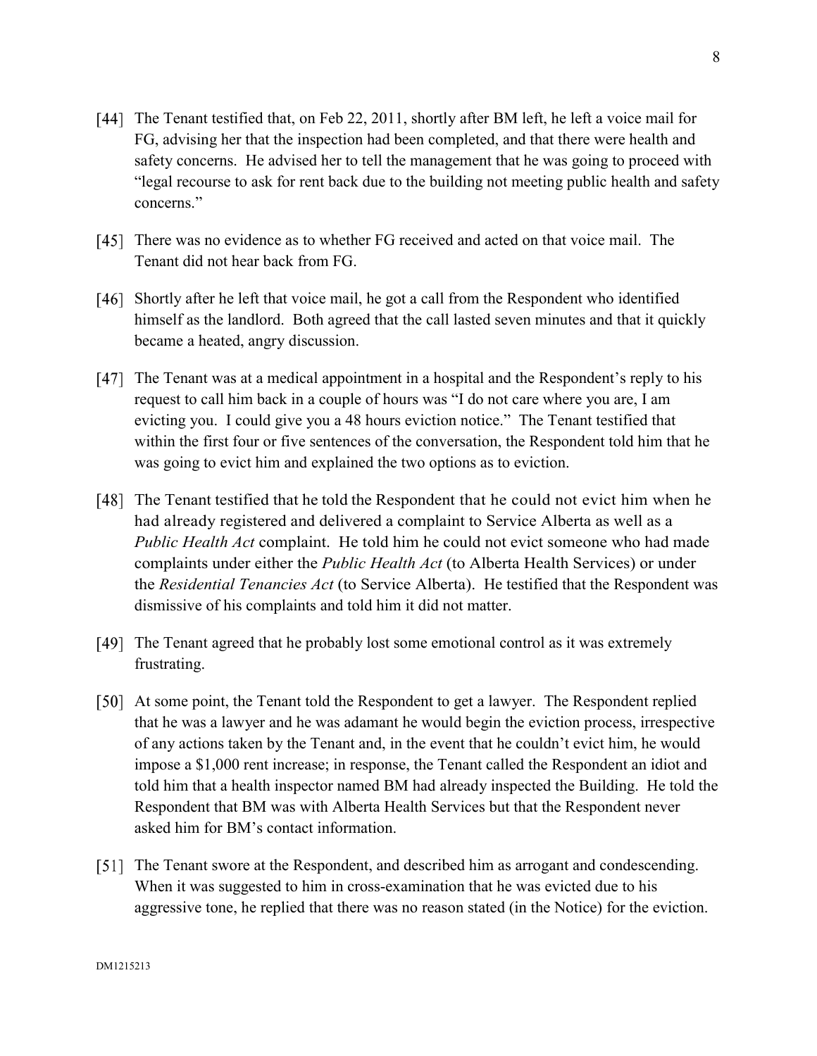[44] The Tenant testified that, on Feb 22, 2011, shortly after BM left, he left a voice mail for FG, advising her that the inspection had been completed, and that there were health and safety concerns. He advised her to tell the management that he was going to proceed with "legal recourse to ask for rent back due to the building not meeting public health and safety concerns."

[45] There was no evidence as to whether FG received and acted on that voice mail. The Tenant did not hear back from FG.

[46] Shortly after he left that voice mail, he got a call from the Respondent who identified himself as the landlord. Both agreed that the call lasted seven minutes and that it quickly became a heated, angry discussion.

[47] The Tenant was at a medical appointment in a hospital and the Respondent's reply to his request to call him back in a couple of hours was "I do not care where you are, I am evicting you. I could give you a 48 hours eviction notice." The Tenant testified that within the first four or five sentences of the conversation, the Respondent told him that he was going to evict him and explained the two options as to eviction.

[48] The Tenant testified that he told the Respondent that he could not evict him when he had already registered and delivered a complaint to Service Alberta as well as a *Public Health Act* complaint. He told him he could not evict someone who had made complaints under either the *Public Health Act* (to Alberta Health Services) or under the *Residential Tenancies Act* (to Service Alberta). He testified that the Respondent was dismissive of his complaints and told him it did not matter.

[49] The Tenant agreed that he probably lost some emotional control as it was extremely frustrating.

[50] At some point, the Tenant told the Respondent to get a lawyer. The Respondent replied that he was a lawyer and he was adamant he would begin the eviction process, irrespective of any actions taken by the Tenant and, in the event that he couldn't evict him, he would impose a $1,000 rent increase; in response, the Tenant called the Respondent an idiot and told him that a health inspector named BM had already inspected the Building. He told the Respondent that BM was with Alberta Health Services but that the Respondent never asked him for BM's contact information.

[51] The Tenant swore at the Respondent, and described him as arrogant and condescending. When it was suggested to him in cross-examination that he was evicted due to his aggressive tone, he replied that there was no reason stated (in the Notice) for the eviction.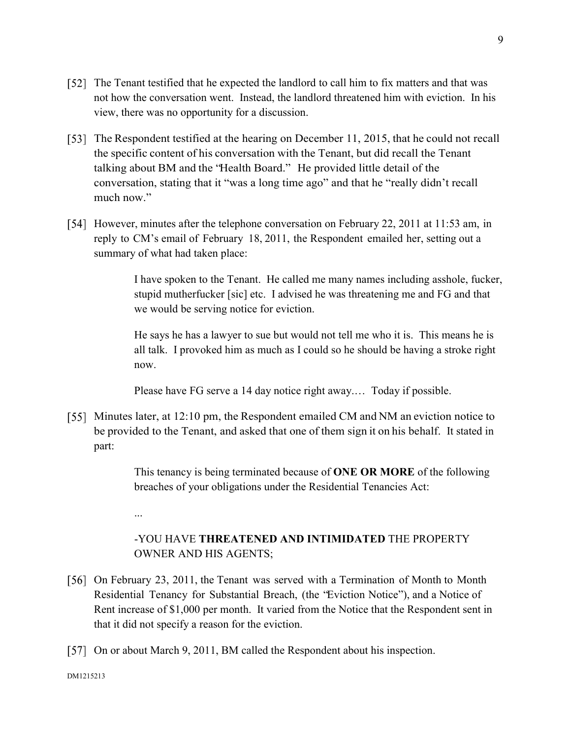[52] The Tenant testified that he expected the landlord to call him to fix matters and that was not how the conversation went. Instead, the landlord threatened him with eviction. In his view, there was no opportunity for a discussion.

[53] The Respondent testified at the hearing on December 11, 2015, that he could not recall the specific content of his conversation with the Tenant, but did recall the Tenant talking about BM and the "Health Board." He provided little detail of the conversation, stating that it "was a long time ago" and that he "really didn't recall much now."

[54] However, minutes after the telephone conversation on February 22, 2011 at 11:53 am, in reply to CM's email of February 18, 2011, the Respondent emailed her, setting out a summary of what had taken place:

> I have spoken to the Tenant. He called me many names including asshole, fucker, stupid mutherfucker [sic] etc. I advised he was threatening me and FG and that we would be serving notice for eviction.
>
> He says he has a lawyer to sue but would not tell me who it is. This means he is all talk. I provoked him as much as I could so he should be having a stroke right now.
>
> Please have FG serve a 14 day notice right away.… Today if possible.

[55] Minutes later, at 12:10 pm, the Respondent emailed CM and NM an eviction notice to be provided to the Tenant, and asked that one of them sign it on his behalf. It stated in part:

> This tenancy is being terminated because of **ONE OR MORE** of the following breaches of your obligations under the Residential Tenancies Act:
>
> ...
>
> -YOU HAVE **THREATENED AND INTIMIDATED** THE PROPERTY OWNER AND HIS AGENTS;

[56] On February 23, 2011, the Tenant was served with a Termination of Month to Month Residential Tenancy for Substantial Breach, (the "Eviction Notice"), and a Notice of Rent increase of $1,000 per month. It varied from the Notice that the Respondent sent in that it did not specify a reason for the eviction.

[57] On or about March 9, 2011, BM called the Respondent about his inspection.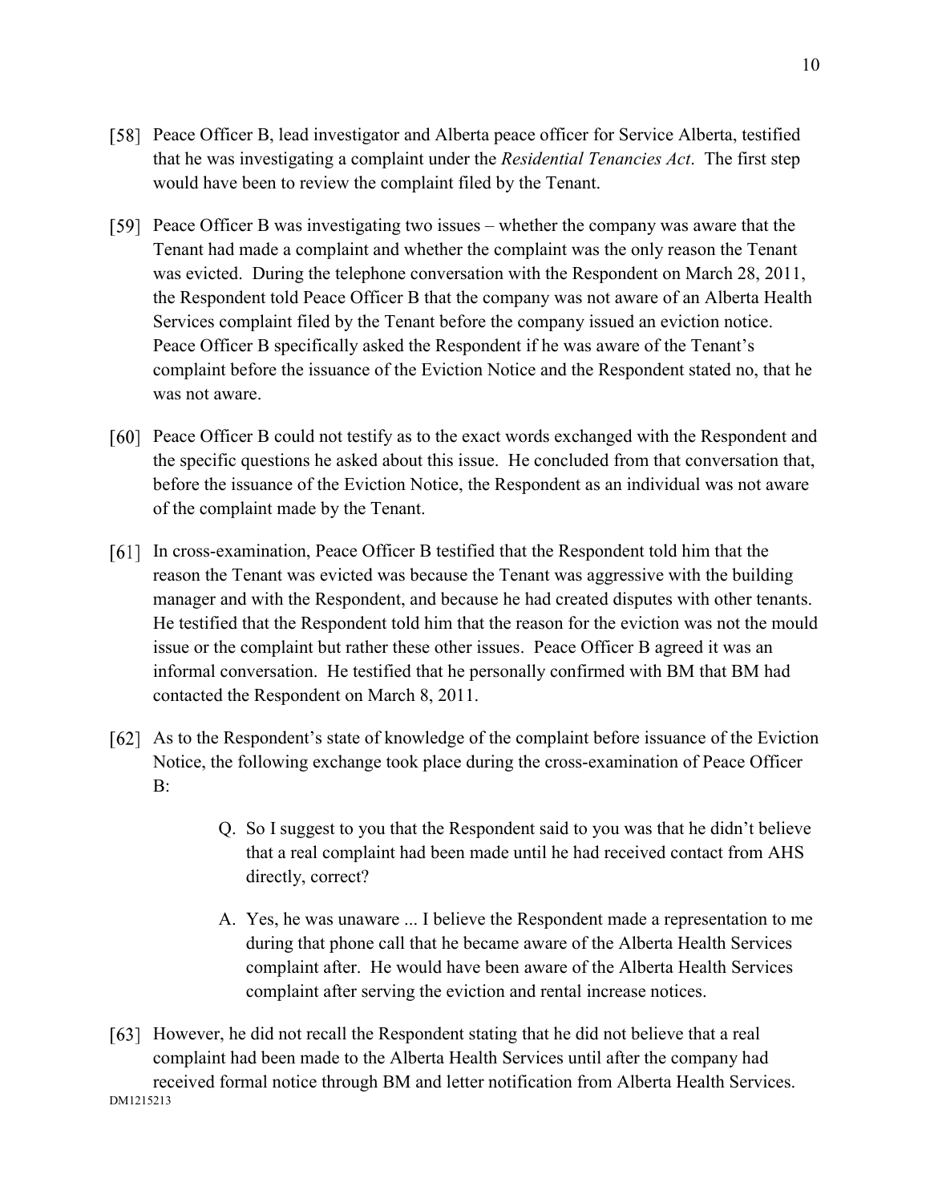[58] Peace Officer B, lead investigator and Alberta peace officer for Service Alberta, testified that he was investigating a complaint under the *Residential Tenancies Act*. The first step would have been to review the complaint filed by the Tenant.

[59] Peace Officer B was investigating two issues – whether the company was aware that the Tenant had made a complaint and whether the complaint was the only reason the Tenant was evicted. During the telephone conversation with the Respondent on March 28, 2011, the Respondent told Peace Officer B that the company was not aware of an Alberta Health Services complaint filed by the Tenant before the company issued an eviction notice. Peace Officer B specifically asked the Respondent if he was aware of the Tenant's complaint before the issuance of the Eviction Notice and the Respondent stated no, that he was not aware.

[60] Peace Officer B could not testify as to the exact words exchanged with the Respondent and the specific questions he asked about this issue. He concluded from that conversation that, before the issuance of the Eviction Notice, the Respondent as an individual was not aware of the complaint made by the Tenant.

[61] In cross-examination, Peace Officer B testified that the Respondent told him that the reason the Tenant was evicted was because the Tenant was aggressive with the building manager and with the Respondent, and because he had created disputes with other tenants. He testified that the Respondent told him that the reason for the eviction was not the mould issue or the complaint but rather these other issues. Peace Officer B agreed it was an informal conversation. He testified that he personally confirmed with BM that BM had contacted the Respondent on March 8, 2011.

[62] As to the Respondent's state of knowledge of the complaint before issuance of the Eviction Notice, the following exchange took place during the cross-examination of Peace Officer B:

> Q. So I suggest to you that the Respondent said to you was that he didn't believe that a real complaint had been made until he had received contact from AHS directly, correct?
>
> A. Yes, he was unaware ... I believe the Respondent made a representation to me during that phone call that he became aware of the Alberta Health Services complaint after. He would have been aware of the Alberta Health Services complaint after serving the eviction and rental increase notices.

[63] However, he did not recall the Respondent stating that he did not believe that a real complaint had been made to the Alberta Health Services until after the company had received formal notice through BM and letter notification from Alberta Health Services.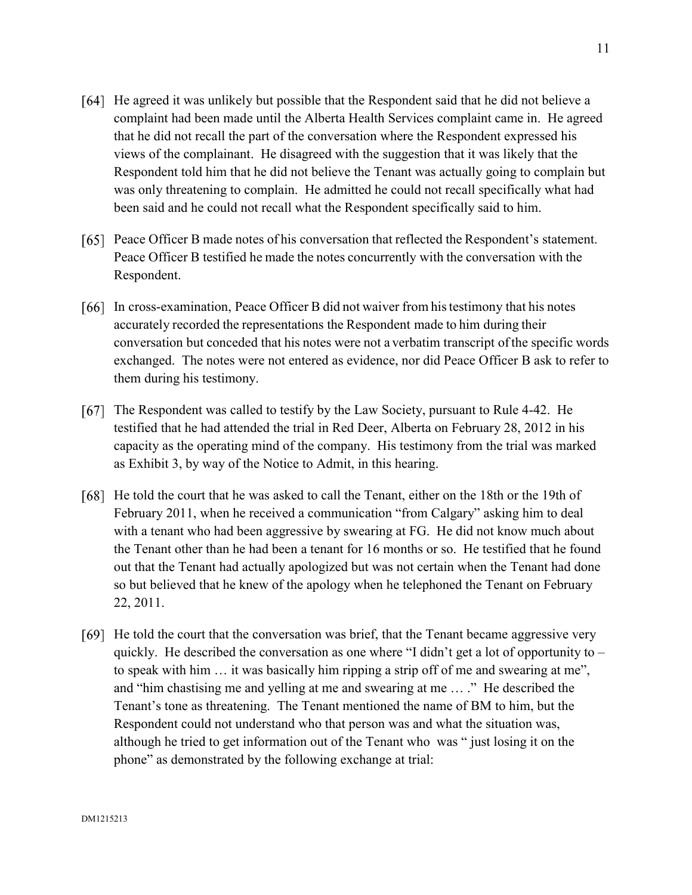[64] He agreed it was unlikely but possible that the Respondent said that he did not believe a complaint had been made until the Alberta Health Services complaint came in. He agreed that he did not recall the part of the conversation where the Respondent expressed his views of the complainant. He disagreed with the suggestion that it was likely that the Respondent told him that he did not believe the Tenant was actually going to complain but was only threatening to complain. He admitted he could not recall specifically what had been said and he could not recall what the Respondent specifically said to him.

[65] Peace Officer B made notes of his conversation that reflected the Respondent's statement. Peace Officer B testified he made the notes concurrently with the conversation with the Respondent.

[66] In cross-examination, Peace Officer B did not waiver from his testimony that his notes accurately recorded the representations the Respondent made to him during their conversation but conceded that his notes were not a verbatim transcript of the specific words exchanged. The notes were not entered as evidence, nor did Peace Officer B ask to refer to them during his testimony.

[67] The Respondent was called to testify by the Law Society, pursuant to Rule 4-42. He testified that he had attended the trial in Red Deer, Alberta on February 28, 2012 in his capacity as the operating mind of the company. His testimony from the trial was marked as Exhibit 3, by way of the Notice to Admit, in this hearing.

[68] He told the court that he was asked to call the Tenant, either on the 18th or the 19th of February 2011, when he received a communication "from Calgary" asking him to deal with a tenant who had been aggressive by swearing at FG. He did not know much about the Tenant other than he had been a tenant for 16 months or so. He testified that he found out that the Tenant had actually apologized but was not certain when the Tenant had done so but believed that he knew of the apology when he telephoned the Tenant on February 22, 2011.

[69] He told the court that the conversation was brief, that the Tenant became aggressive very quickly. He described the conversation as one where "I didn't get a lot of opportunity to – to speak with him … it was basically him ripping a strip off of me and swearing at me", and "him chastising me and yelling at me and swearing at me … ." He described the Tenant's tone as threatening. The Tenant mentioned the name of BM to him, but the Respondent could not understand who that person was and what the situation was, although he tried to get information out of the Tenant who was " just losing it on the phone" as demonstrated by the following exchange at trial: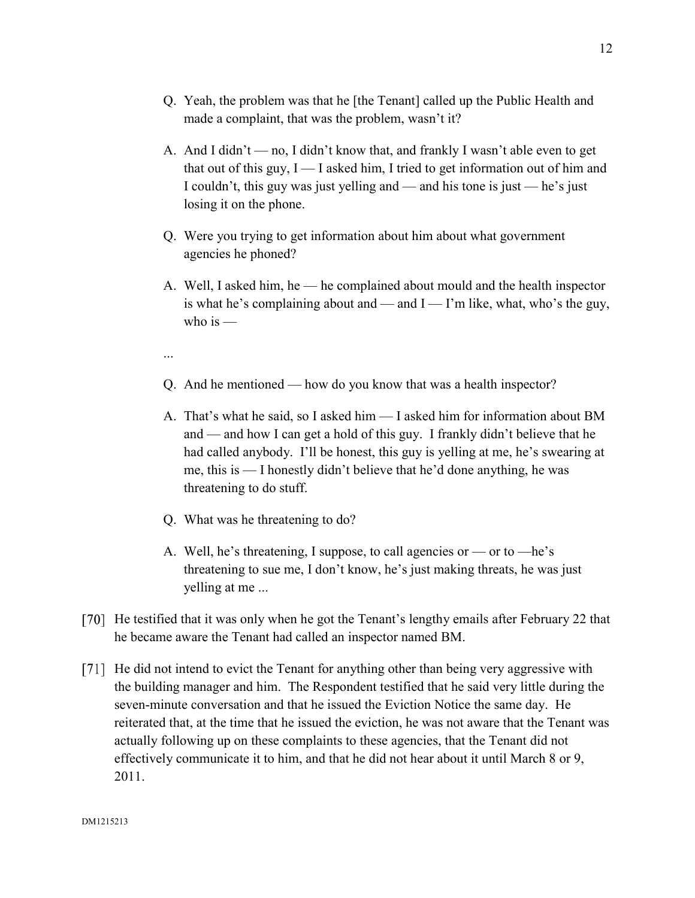Q. Yeah, the problem was that he [the Tenant] called up the Public Health and made a complaint, that was the problem, wasn't it?

A. And I didn't — no, I didn't know that, and frankly I wasn't able even to get that out of this guy, I — I asked him, I tried to get information out of him and I couldn't, this guy was just yelling and — and his tone is just — he's just losing it on the phone.

Q. Were you trying to get information about him about what government agencies he phoned?

A. Well, I asked him, he — he complained about mould and the health inspector is what he's complaining about and — and I — I'm like, what, who's the guy, who is —

...

Q. And he mentioned — how do you know that was a health inspector?

A. That's what he said, so I asked him — I asked him for information about BM and — and how I can get a hold of this guy. I frankly didn't believe that he had called anybody. I'll be honest, this guy is yelling at me, he's swearing at me, this is — I honestly didn't believe that he'd done anything, he was threatening to do stuff.

Q. What was he threatening to do?

A. Well, he's threatening, I suppose, to call agencies or — or to —he's threatening to sue me, I don't know, he's just making threats, he was just yelling at me ...

[70] He testified that it was only when he got the Tenant's lengthy emails after February 22 that he became aware the Tenant had called an inspector named BM.

[71] He did not intend to evict the Tenant for anything other than being very aggressive with the building manager and him. The Respondent testified that he said very little during the seven-minute conversation and that he issued the Eviction Notice the same day. He reiterated that, at the time that he issued the eviction, he was not aware that the Tenant was actually following up on these complaints to these agencies, that the Tenant did not effectively communicate it to him, and that he did not hear about it until March 8 or 9, 2011.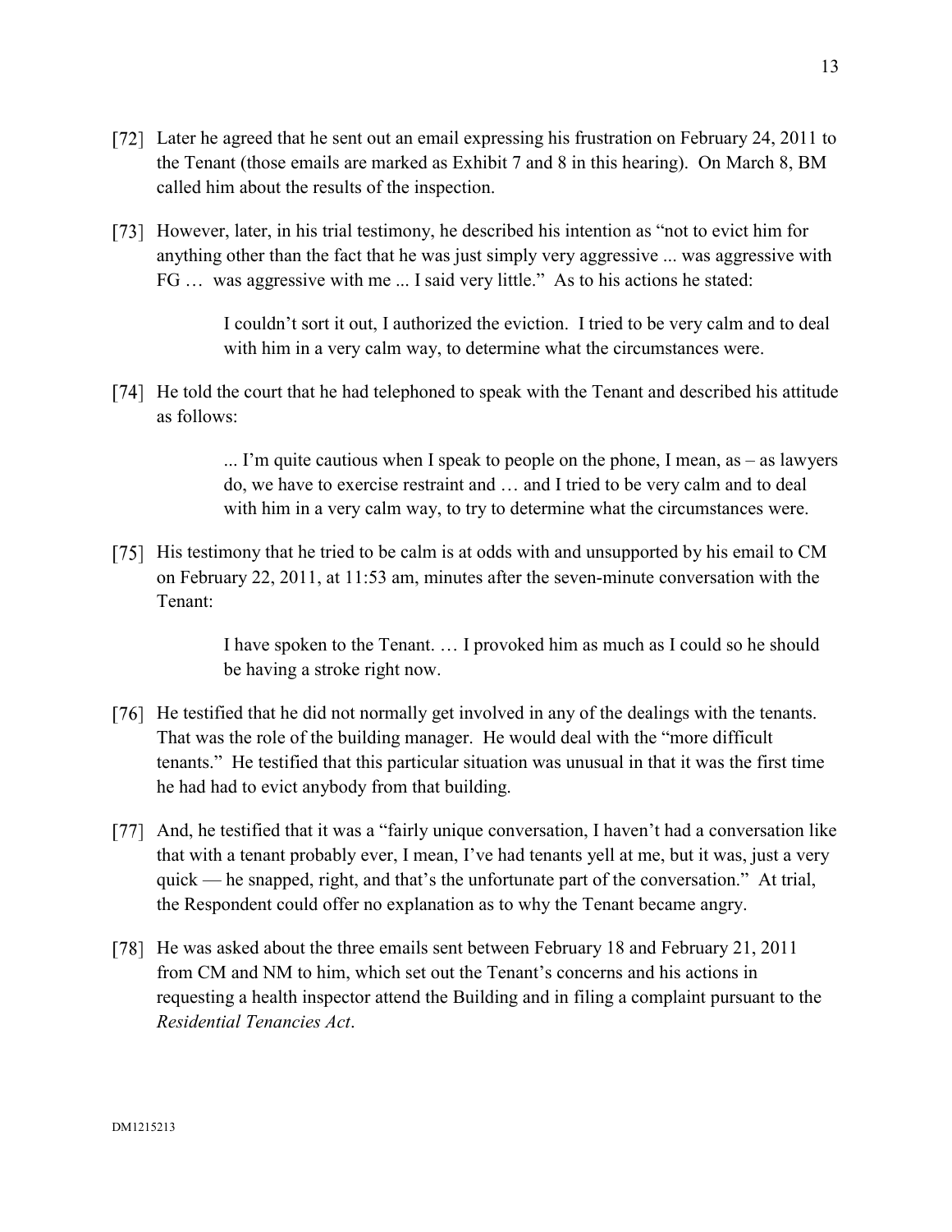[72] Later he agreed that he sent out an email expressing his frustration on February 24, 2011 to the Tenant (those emails are marked as Exhibit 7 and 8 in this hearing). On March 8, BM called him about the results of the inspection.

[73] However, later, in his trial testimony, he described his intention as "not to evict him for anything other than the fact that he was just simply very aggressive ... was aggressive with FG … was aggressive with me ... I said very little." As to his actions he stated:

> I couldn't sort it out, I authorized the eviction. I tried to be very calm and to deal with him in a very calm way, to determine what the circumstances were.

[74] He told the court that he had telephoned to speak with the Tenant and described his attitude as follows:

> ... I'm quite cautious when I speak to people on the phone, I mean, as – as lawyers do, we have to exercise restraint and … and I tried to be very calm and to deal with him in a very calm way, to try to determine what the circumstances were.

[75] His testimony that he tried to be calm is at odds with and unsupported by his email to CM on February 22, 2011, at 11:53 am, minutes after the seven-minute conversation with the Tenant:

> I have spoken to the Tenant. … I provoked him as much as I could so he should be having a stroke right now.

[76] He testified that he did not normally get involved in any of the dealings with the tenants. That was the role of the building manager. He would deal with the "more difficult tenants." He testified that this particular situation was unusual in that it was the first time he had had to evict anybody from that building.

[77] And, he testified that it was a "fairly unique conversation, I haven't had a conversation like that with a tenant probably ever, I mean, I've had tenants yell at me, but it was, just a very quick — he snapped, right, and that's the unfortunate part of the conversation." At trial, the Respondent could offer no explanation as to why the Tenant became angry.

[78] He was asked about the three emails sent between February 18 and February 21, 2011 from CM and NM to him, which set out the Tenant's concerns and his actions in requesting a health inspector attend the Building and in filing a complaint pursuant to the *Residential Tenancies Act*.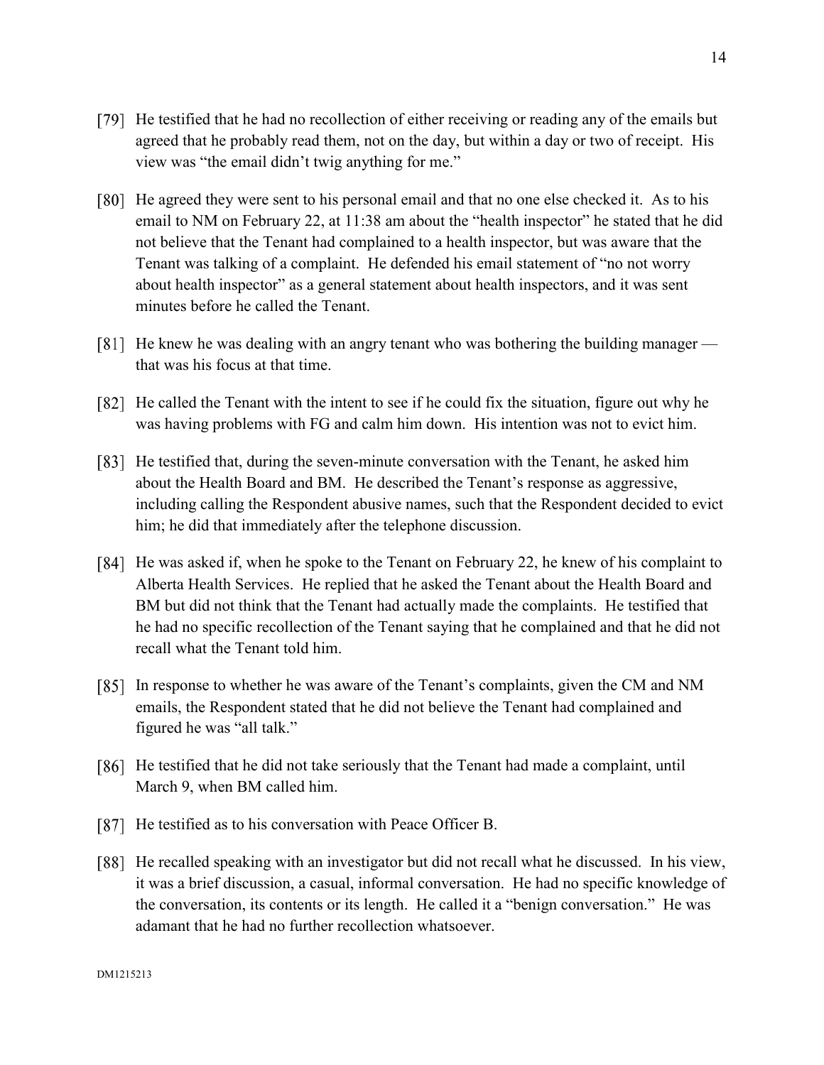[79] He testified that he had no recollection of either receiving or reading any of the emails but agreed that he probably read them, not on the day, but within a day or two of receipt. His view was "the email didn't twig anything for me."

[80] He agreed they were sent to his personal email and that no one else checked it. As to his email to NM on February 22, at 11:38 am about the "health inspector" he stated that he did not believe that the Tenant had complained to a health inspector, but was aware that the Tenant was talking of a complaint. He defended his email statement of "no not worry about health inspector" as a general statement about health inspectors, and it was sent minutes before he called the Tenant.

[81] He knew he was dealing with an angry tenant who was bothering the building manager — that was his focus at that time.

[82] He called the Tenant with the intent to see if he could fix the situation, figure out why he was having problems with FG and calm him down. His intention was not to evict him.

[83] He testified that, during the seven-minute conversation with the Tenant, he asked him about the Health Board and BM. He described the Tenant's response as aggressive, including calling the Respondent abusive names, such that the Respondent decided to evict him; he did that immediately after the telephone discussion.

[84] He was asked if, when he spoke to the Tenant on February 22, he knew of his complaint to Alberta Health Services. He replied that he asked the Tenant about the Health Board and BM but did not think that the Tenant had actually made the complaints. He testified that he had no specific recollection of the Tenant saying that he complained and that he did not recall what the Tenant told him.

[85] In response to whether he was aware of the Tenant's complaints, given the CM and NM emails, the Respondent stated that he did not believe the Tenant had complained and figured he was "all talk."

[86] He testified that he did not take seriously that the Tenant had made a complaint, until March 9, when BM called him.

[87] He testified as to his conversation with Peace Officer B.

[88] He recalled speaking with an investigator but did not recall what he discussed. In his view, it was a brief discussion, a casual, informal conversation. He had no specific knowledge of the conversation, its contents or its length. He called it a "benign conversation." He was adamant that he had no further recollection whatsoever.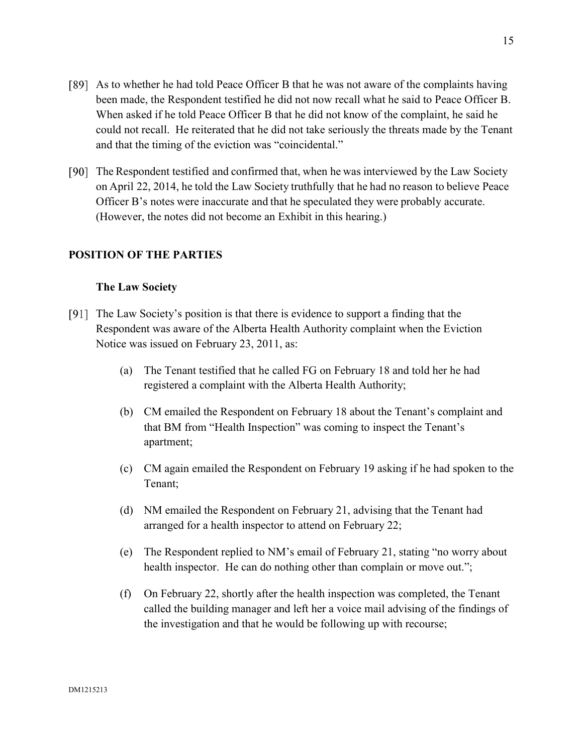[89] As to whether he had told Peace Officer B that he was not aware of the complaints having been made, the Respondent testified he did not now recall what he said to Peace Officer B. When asked if he told Peace Officer B that he did not know of the complaint, he said he could not recall. He reiterated that he did not take seriously the threats made by the Tenant and that the timing of the eviction was "coincidental."

[90] The Respondent testified and confirmed that, when he was interviewed by the Law Society on April 22, 2014, he told the Law Society truthfully that he had no reason to believe Peace Officer B's notes were inaccurate and that he speculated they were probably accurate. (However, the notes did not become an Exhibit in this hearing.)

## POSITION OF THE PARTIES

### The Law Society

[91] The Law Society's position is that there is evidence to support a finding that the Respondent was aware of the Alberta Health Authority complaint when the Eviction Notice was issued on February 23, 2011, as:

(a) The Tenant testified that he called FG on February 18 and told her he had registered a complaint with the Alberta Health Authority;

(b) CM emailed the Respondent on February 18 about the Tenant's complaint and that BM from "Health Inspection" was coming to inspect the Tenant's apartment;

(c) CM again emailed the Respondent on February 19 asking if he had spoken to the Tenant;

(d) NM emailed the Respondent on February 21, advising that the Tenant had arranged for a health inspector to attend on February 22;

(e) The Respondent replied to NM's email of February 21, stating "no worry about health inspector. He can do nothing other than complain or move out.";

(f) On February 22, shortly after the health inspection was completed, the Tenant called the building manager and left her a voice mail advising of the findings of the investigation and that he would be following up with recourse;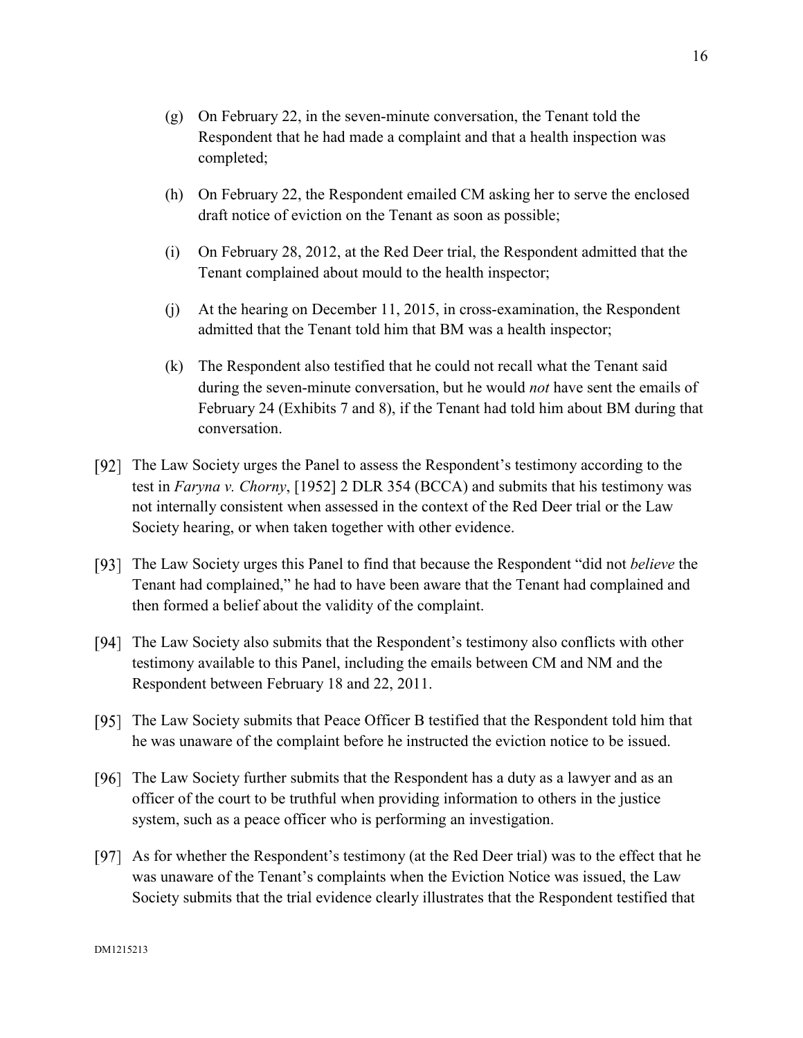(g) On February 22, in the seven-minute conversation, the Tenant told the Respondent that he had made a complaint and that a health inspection was completed;

(h) On February 22, the Respondent emailed CM asking her to serve the enclosed draft notice of eviction on the Tenant as soon as possible;

(i) On February 28, 2012, at the Red Deer trial, the Respondent admitted that the Tenant complained about mould to the health inspector;

(j) At the hearing on December 11, 2015, in cross-examination, the Respondent admitted that the Tenant told him that BM was a health inspector;

(k) The Respondent also testified that he could not recall what the Tenant said during the seven-minute conversation, but he would *not* have sent the emails of February 24 (Exhibits 7 and 8), if the Tenant had told him about BM during that conversation.

[92] The Law Society urges the Panel to assess the Respondent's testimony according to the test in *Faryna v. Chorny*, [1952] 2 DLR 354 (BCCA) and submits that his testimony was not internally consistent when assessed in the context of the Red Deer trial or the Law Society hearing, or when taken together with other evidence.

[93] The Law Society urges this Panel to find that because the Respondent "did not *believe* the Tenant had complained," he had to have been aware that the Tenant had complained and then formed a belief about the validity of the complaint.

[94] The Law Society also submits that the Respondent's testimony also conflicts with other testimony available to this Panel, including the emails between CM and NM and the Respondent between February 18 and 22, 2011.

[95] The Law Society submits that Peace Officer B testified that the Respondent told him that he was unaware of the complaint before he instructed the eviction notice to be issued.

[96] The Law Society further submits that the Respondent has a duty as a lawyer and as an officer of the court to be truthful when providing information to others in the justice system, such as a peace officer who is performing an investigation.

[97] As for whether the Respondent's testimony (at the Red Deer trial) was to the effect that he was unaware of the Tenant's complaints when the Eviction Notice was issued, the Law Society submits that the trial evidence clearly illustrates that the Respondent testified that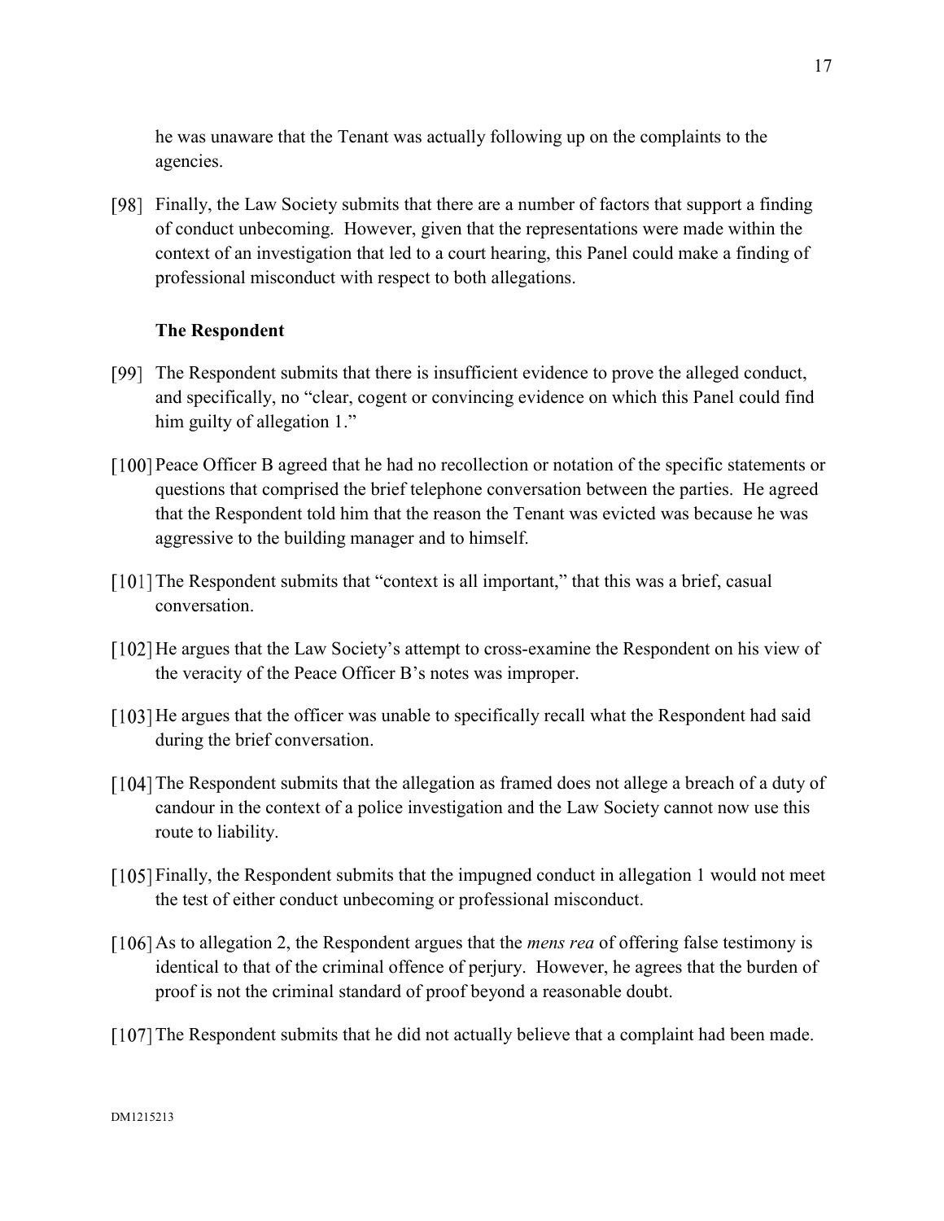he was unaware that the Tenant was actually following up on the complaints to the agencies.

[98] Finally, the Law Society submits that there are a number of factors that support a finding of conduct unbecoming. However, given that the representations were made within the context of an investigation that led to a court hearing, this Panel could make a finding of professional misconduct with respect to both allegations.

### The Respondent

[99] The Respondent submits that there is insufficient evidence to prove the alleged conduct, and specifically, no "clear, cogent or convincing evidence on which this Panel could find him guilty of allegation 1."

[100] Peace Officer B agreed that he had no recollection or notation of the specific statements or questions that comprised the brief telephone conversation between the parties. He agreed that the Respondent told him that the reason the Tenant was evicted was because he was aggressive to the building manager and to himself.

[101] The Respondent submits that "context is all important," that this was a brief, casual conversation.

[102] He argues that the Law Society's attempt to cross-examine the Respondent on his view of the veracity of the Peace Officer B's notes was improper.

[103] He argues that the officer was unable to specifically recall what the Respondent had said during the brief conversation.

[104] The Respondent submits that the allegation as framed does not allege a breach of a duty of candour in the context of a police investigation and the Law Society cannot now use this route to liability.

[105] Finally, the Respondent submits that the impugned conduct in allegation 1 would not meet the test of either conduct unbecoming or professional misconduct.

[106] As to allegation 2, the Respondent argues that the *mens rea* of offering false testimony is identical to that of the criminal offence of perjury. However, he agrees that the burden of proof is not the criminal standard of proof beyond a reasonable doubt.

[107] The Respondent submits that he did not actually believe that a complaint had been made.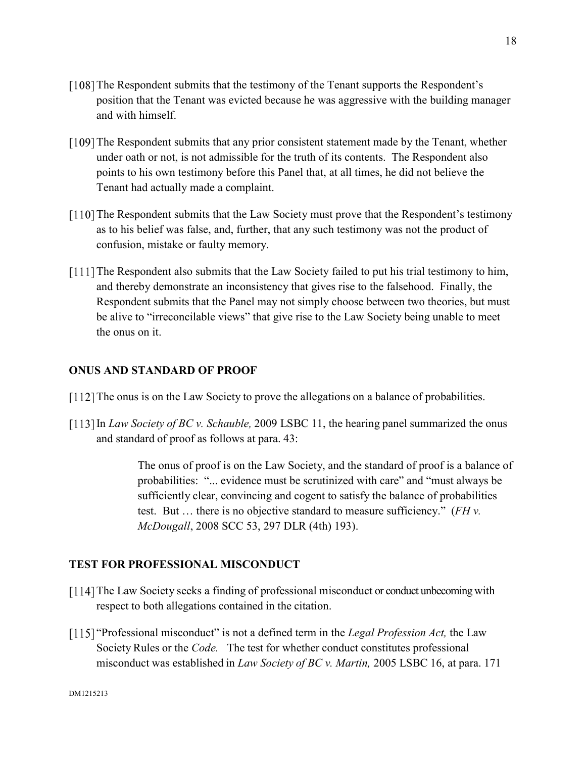[108] The Respondent submits that the testimony of the Tenant supports the Respondent's position that the Tenant was evicted because he was aggressive with the building manager and with himself.

[109] The Respondent submits that any prior consistent statement made by the Tenant, whether under oath or not, is not admissible for the truth of its contents. The Respondent also points to his own testimony before this Panel that, at all times, he did not believe the Tenant had actually made a complaint.

[110] The Respondent submits that the Law Society must prove that the Respondent's testimony as to his belief was false, and, further, that any such testimony was not the product of confusion, mistake or faulty memory.

[111] The Respondent also submits that the Law Society failed to put his trial testimony to him, and thereby demonstrate an inconsistency that gives rise to the falsehood. Finally, the Respondent submits that the Panel may not simply choose between two theories, but must be alive to "irreconcilable views" that give rise to the Law Society being unable to meet the onus on it.

## ONUS AND STANDARD OF PROOF

[112] The onus is on the Law Society to prove the allegations on a balance of probabilities.

[113] In *Law Society of BC v. Schauble,* 2009 LSBC 11, the hearing panel summarized the onus and standard of proof as follows at para. 43:

> The onus of proof is on the Law Society, and the standard of proof is a balance of probabilities: "... evidence must be scrutinized with care" and "must always be sufficiently clear, convincing and cogent to satisfy the balance of probabilities test. But … there is no objective standard to measure sufficiency." (*FH v. McDougall*, 2008 SCC 53, 297 DLR (4th) 193).

## TEST FOR PROFESSIONAL MISCONDUCT

[114] The Law Society seeks a finding of professional misconduct or conduct unbecoming with respect to both allegations contained in the citation.

[115] "Professional misconduct" is not a defined term in the *Legal Profession Act,* the Law Society Rules or the *Code.* The test for whether conduct constitutes professional misconduct was established in *Law Society of BC v. Martin,* 2005 LSBC 16, at para. 171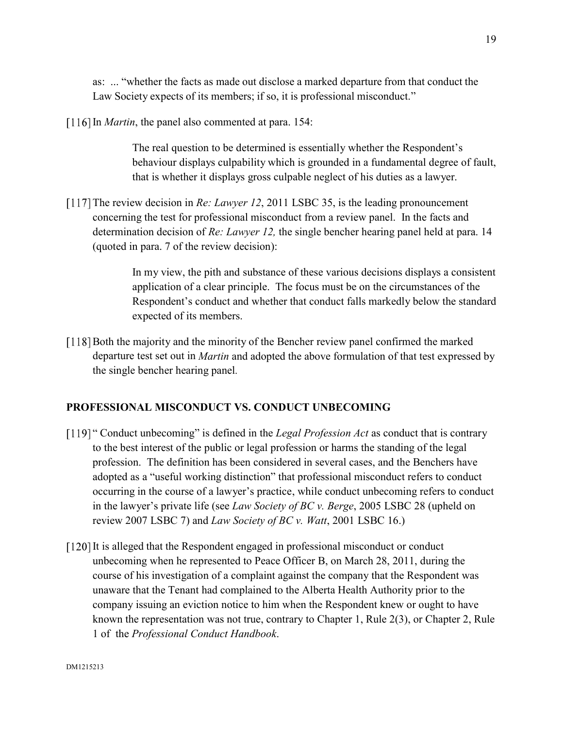as: ... "whether the facts as made out disclose a marked departure from that conduct the Law Society expects of its members; if so, it is professional misconduct."

[116] In *Martin*, the panel also commented at para. 154:

> The real question to be determined is essentially whether the Respondent's behaviour displays culpability which is grounded in a fundamental degree of fault, that is whether it displays gross culpable neglect of his duties as a lawyer.

[117] The review decision in *Re: Lawyer 12*, 2011 LSBC 35, is the leading pronouncement concerning the test for professional misconduct from a review panel. In the facts and determination decision of *Re: Lawyer 12,* the single bencher hearing panel held at para. 14 (quoted in para. 7 of the review decision):

> In my view, the pith and substance of these various decisions displays a consistent application of a clear principle. The focus must be on the circumstances of the Respondent's conduct and whether that conduct falls markedly below the standard expected of its members.

[118] Both the majority and the minority of the Bencher review panel confirmed the marked departure test set out in *Martin* and adopted the above formulation of that test expressed by the single bencher hearing panel.

## PROFESSIONAL MISCONDUCT VS. CONDUCT UNBECOMING

[119] " Conduct unbecoming" is defined in the *Legal Profession Act* as conduct that is contrary to the best interest of the public or legal profession or harms the standing of the legal profession. The definition has been considered in several cases, and the Benchers have adopted as a "useful working distinction" that professional misconduct refers to conduct occurring in the course of a lawyer's practice, while conduct unbecoming refers to conduct in the lawyer's private life (see *Law Society of BC v. Berge*, 2005 LSBC 28 (upheld on review 2007 LSBC 7) and *Law Society of BC v. Watt*, 2001 LSBC 16.)

[120] It is alleged that the Respondent engaged in professional misconduct or conduct unbecoming when he represented to Peace Officer B, on March 28, 2011, during the course of his investigation of a complaint against the company that the Respondent was unaware that the Tenant had complained to the Alberta Health Authority prior to the company issuing an eviction notice to him when the Respondent knew or ought to have known the representation was not true, contrary to Chapter 1, Rule 2(3), or Chapter 2, Rule 1 of the *Professional Conduct Handbook*.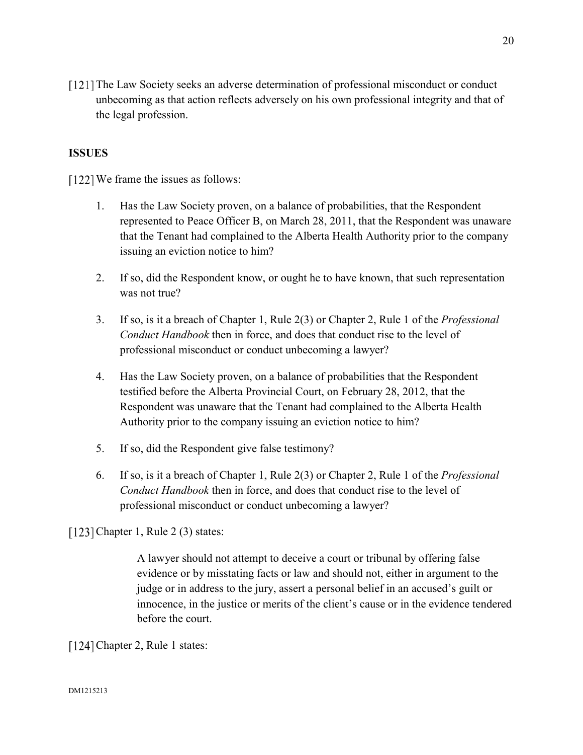[121] The Law Society seeks an adverse determination of professional misconduct or conduct unbecoming as that action reflects adversely on his own professional integrity and that of the legal profession.

**ISSUES**

[122] We frame the issues as follows:

1. Has the Law Society proven, on a balance of probabilities, that the Respondent represented to Peace Officer B, on March 28, 2011, that the Respondent was unaware that the Tenant had complained to the Alberta Health Authority prior to the company issuing an eviction notice to him?

2. If so, did the Respondent know, or ought he to have known, that such representation was not true?

3. If so, is it a breach of Chapter 1, Rule 2(3) or Chapter 2, Rule 1 of the *Professional Conduct Handbook* then in force, and does that conduct rise to the level of professional misconduct or conduct unbecoming a lawyer?

4. Has the Law Society proven, on a balance of probabilities that the Respondent testified before the Alberta Provincial Court, on February 28, 2012, that the Respondent was unaware that the Tenant had complained to the Alberta Health Authority prior to the company issuing an eviction notice to him?

5. If so, did the Respondent give false testimony?

6. If so, is it a breach of Chapter 1, Rule 2(3) or Chapter 2, Rule 1 of the *Professional Conduct Handbook* then in force, and does that conduct rise to the level of professional misconduct or conduct unbecoming a lawyer?

[123] Chapter 1, Rule 2 (3) states:

> A lawyer should not attempt to deceive a court or tribunal by offering false evidence or by misstating facts or law and should not, either in argument to the judge or in address to the jury, assert a personal belief in an accused's guilt or innocence, in the justice or merits of the client's cause or in the evidence tendered before the court.

[124] Chapter 2, Rule 1 states: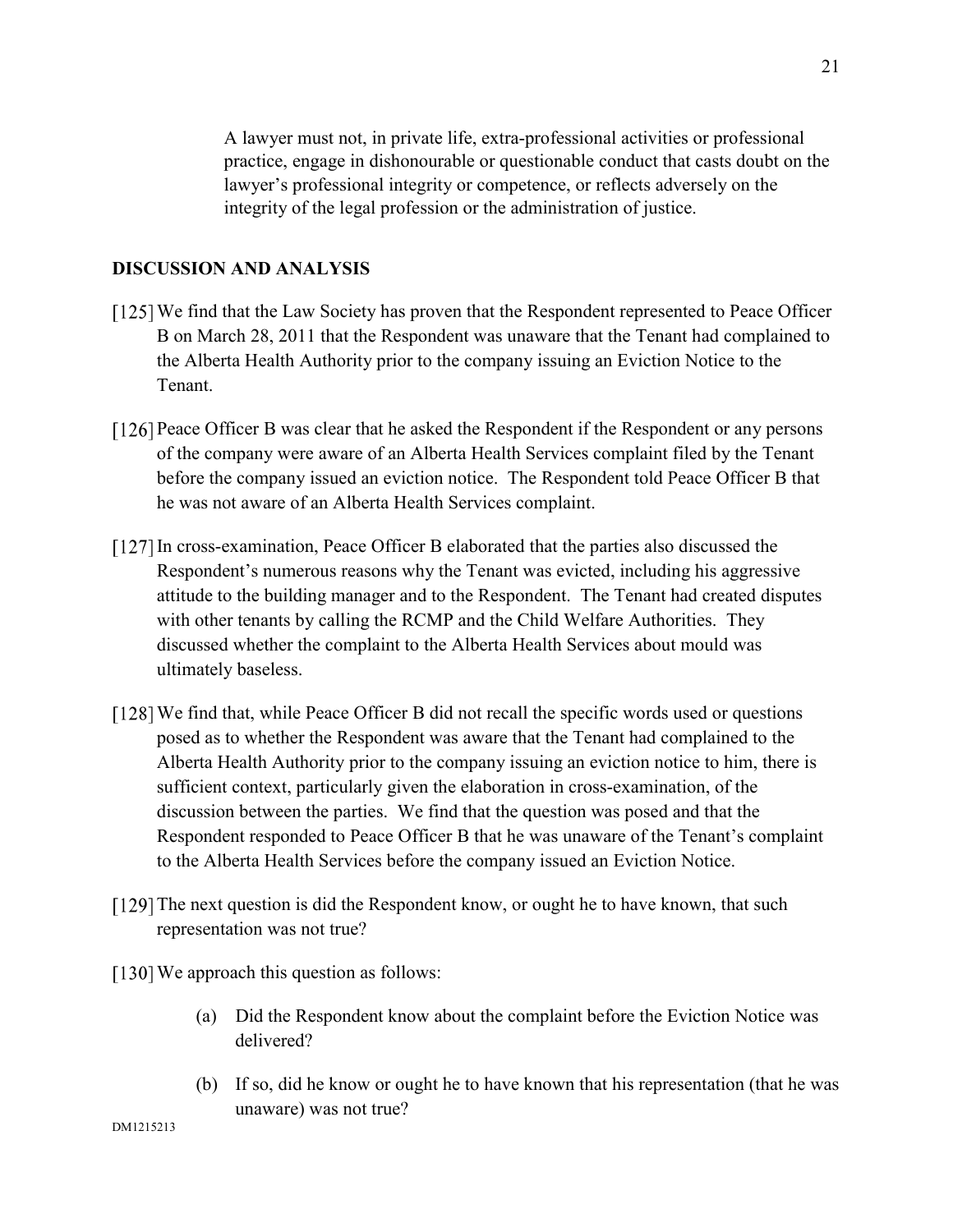> A lawyer must not, in private life, extra-professional activities or professional practice, engage in dishonourable or questionable conduct that casts doubt on the lawyer's professional integrity or competence, or reflects adversely on the integrity of the legal profession or the administration of justice.

## DISCUSSION AND ANALYSIS

[125] We find that the Law Society has proven that the Respondent represented to Peace Officer B on March 28, 2011 that the Respondent was unaware that the Tenant had complained to the Alberta Health Authority prior to the company issuing an Eviction Notice to the Tenant.

[126] Peace Officer B was clear that he asked the Respondent if the Respondent or any persons of the company were aware of an Alberta Health Services complaint filed by the Tenant before the company issued an eviction notice. The Respondent told Peace Officer B that he was not aware of an Alberta Health Services complaint.

[127] In cross-examination, Peace Officer B elaborated that the parties also discussed the Respondent's numerous reasons why the Tenant was evicted, including his aggressive attitude to the building manager and to the Respondent. The Tenant had created disputes with other tenants by calling the RCMP and the Child Welfare Authorities. They discussed whether the complaint to the Alberta Health Services about mould was ultimately baseless.

[128] We find that, while Peace Officer B did not recall the specific words used or questions posed as to whether the Respondent was aware that the Tenant had complained to the Alberta Health Authority prior to the company issuing an eviction notice to him, there is sufficient context, particularly given the elaboration in cross-examination, of the discussion between the parties. We find that the question was posed and that the Respondent responded to Peace Officer B that he was unaware of the Tenant's complaint to the Alberta Health Services before the company issued an Eviction Notice.

[129] The next question is did the Respondent know, or ought he to have known, that such representation was not true?

[130] We approach this question as follows:

(a) Did the Respondent know about the complaint before the Eviction Notice was delivered?

(b) If so, did he know or ought he to have known that his representation (that he was unaware) was not true?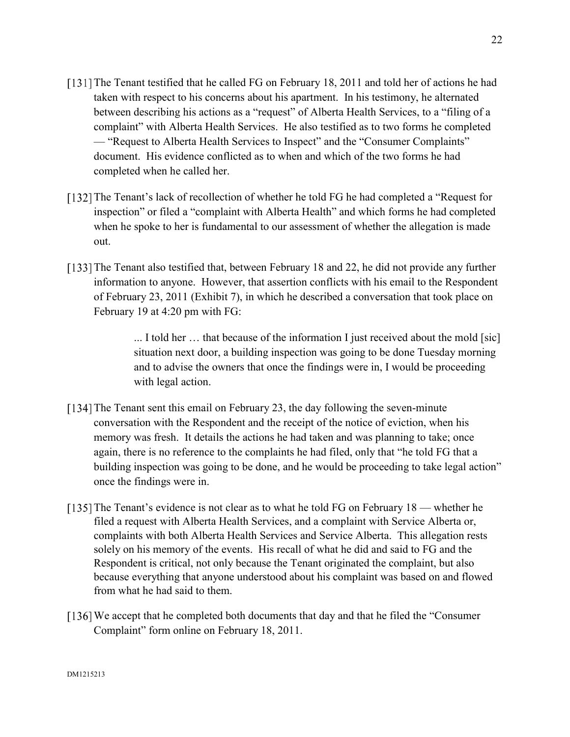[131] The Tenant testified that he called FG on February 18, 2011 and told her of actions he had taken with respect to his concerns about his apartment. In his testimony, he alternated between describing his actions as a "request" of Alberta Health Services, to a "filing of a complaint" with Alberta Health Services. He also testified as to two forms he completed — "Request to Alberta Health Services to Inspect" and the "Consumer Complaints" document. His evidence conflicted as to when and which of the two forms he had completed when he called her.

[132] The Tenant's lack of recollection of whether he told FG he had completed a "Request for inspection" or filed a "complaint with Alberta Health" and which forms he had completed when he spoke to her is fundamental to our assessment of whether the allegation is made out.

[133] The Tenant also testified that, between February 18 and 22, he did not provide any further information to anyone. However, that assertion conflicts with his email to the Respondent of February 23, 2011 (Exhibit 7), in which he described a conversation that took place on February 19 at 4:20 pm with FG:

> ... I told her … that because of the information I just received about the mold [sic] situation next door, a building inspection was going to be done Tuesday morning and to advise the owners that once the findings were in, I would be proceeding with legal action.

[134] The Tenant sent this email on February 23, the day following the seven-minute conversation with the Respondent and the receipt of the notice of eviction, when his memory was fresh. It details the actions he had taken and was planning to take; once again, there is no reference to the complaints he had filed, only that "he told FG that a building inspection was going to be done, and he would be proceeding to take legal action" once the findings were in.

[135] The Tenant's evidence is not clear as to what he told FG on February 18 — whether he filed a request with Alberta Health Services, and a complaint with Service Alberta or, complaints with both Alberta Health Services and Service Alberta. This allegation rests solely on his memory of the events. His recall of what he did and said to FG and the Respondent is critical, not only because the Tenant originated the complaint, but also because everything that anyone understood about his complaint was based on and flowed from what he had said to them.

[136] We accept that he completed both documents that day and that he filed the "Consumer Complaint" form online on February 18, 2011.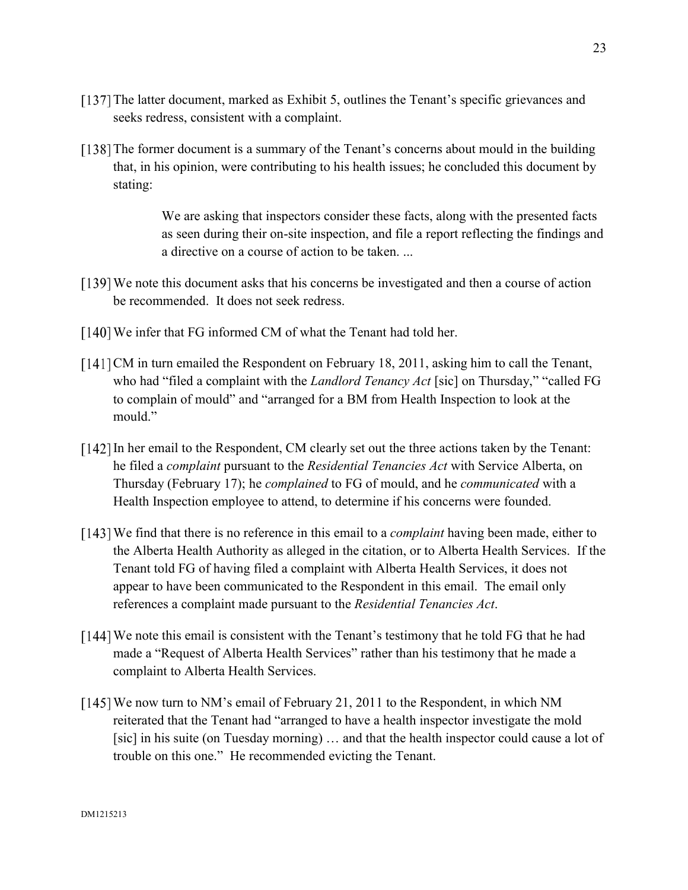[137] The latter document, marked as Exhibit 5, outlines the Tenant's specific grievances and seeks redress, consistent with a complaint.

[138] The former document is a summary of the Tenant's concerns about mould in the building that, in his opinion, were contributing to his health issues; he concluded this document by stating:

> We are asking that inspectors consider these facts, along with the presented facts as seen during their on-site inspection, and file a report reflecting the findings and a directive on a course of action to be taken. ...

[139] We note this document asks that his concerns be investigated and then a course of action be recommended. It does not seek redress.

[140] We infer that FG informed CM of what the Tenant had told her.

[141] CM in turn emailed the Respondent on February 18, 2011, asking him to call the Tenant, who had "filed a complaint with the *Landlord Tenancy Act* [sic] on Thursday," "called FG to complain of mould" and "arranged for a BM from Health Inspection to look at the mould."

[142] In her email to the Respondent, CM clearly set out the three actions taken by the Tenant: he filed a *complaint* pursuant to the *Residential Tenancies Act* with Service Alberta, on Thursday (February 17); he *complained* to FG of mould, and he *communicated* with a Health Inspection employee to attend, to determine if his concerns were founded.

[143] We find that there is no reference in this email to a *complaint* having been made, either to the Alberta Health Authority as alleged in the citation, or to Alberta Health Services. If the Tenant told FG of having filed a complaint with Alberta Health Services, it does not appear to have been communicated to the Respondent in this email. The email only references a complaint made pursuant to the *Residential Tenancies Act*.

[144] We note this email is consistent with the Tenant's testimony that he told FG that he had made a "Request of Alberta Health Services" rather than his testimony that he made a complaint to Alberta Health Services.

[145] We now turn to NM's email of February 21, 2011 to the Respondent, in which NM reiterated that the Tenant had "arranged to have a health inspector investigate the mold [sic] in his suite (on Tuesday morning) … and that the health inspector could cause a lot of trouble on this one." He recommended evicting the Tenant.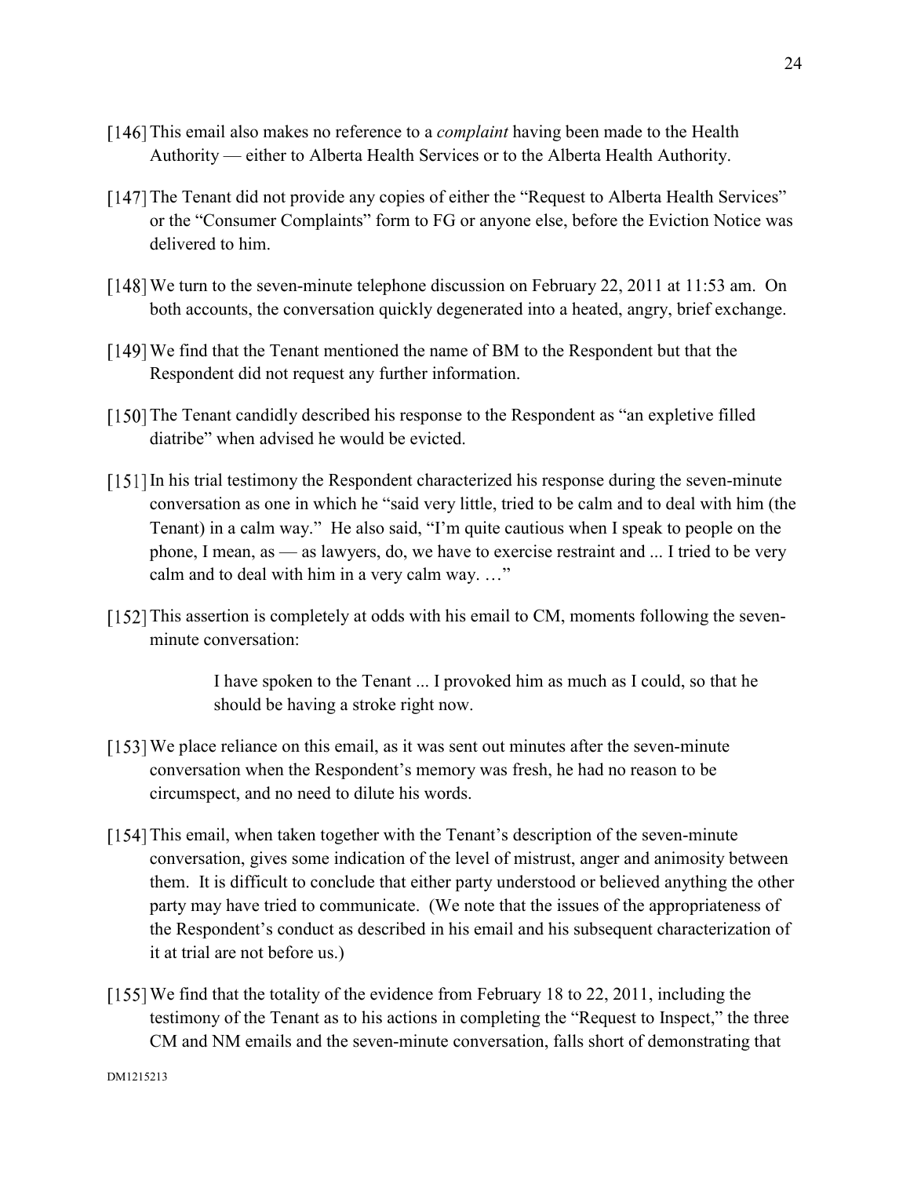[146] This email also makes no reference to a *complaint* having been made to the Health Authority — either to Alberta Health Services or to the Alberta Health Authority.

[147] The Tenant did not provide any copies of either the "Request to Alberta Health Services" or the "Consumer Complaints" form to FG or anyone else, before the Eviction Notice was delivered to him.

[148] We turn to the seven-minute telephone discussion on February 22, 2011 at 11:53 am. On both accounts, the conversation quickly degenerated into a heated, angry, brief exchange.

[149] We find that the Tenant mentioned the name of BM to the Respondent but that the Respondent did not request any further information.

[150] The Tenant candidly described his response to the Respondent as "an expletive filled diatribe" when advised he would be evicted.

[151] In his trial testimony the Respondent characterized his response during the seven-minute conversation as one in which he "said very little, tried to be calm and to deal with him (the Tenant) in a calm way." He also said, "I'm quite cautious when I speak to people on the phone, I mean, as — as lawyers, do, we have to exercise restraint and ... I tried to be very calm and to deal with him in a very calm way. …"

[152] This assertion is completely at odds with his email to CM, moments following the seven-minute conversation:

> I have spoken to the Tenant ... I provoked him as much as I could, so that he should be having a stroke right now.

[153] We place reliance on this email, as it was sent out minutes after the seven-minute conversation when the Respondent's memory was fresh, he had no reason to be circumspect, and no need to dilute his words.

[154] This email, when taken together with the Tenant's description of the seven-minute conversation, gives some indication of the level of mistrust, anger and animosity between them. It is difficult to conclude that either party understood or believed anything the other party may have tried to communicate. (We note that the issues of the appropriateness of the Respondent's conduct as described in his email and his subsequent characterization of it at trial are not before us.)

[155] We find that the totality of the evidence from February 18 to 22, 2011, including the testimony of the Tenant as to his actions in completing the "Request to Inspect," the three CM and NM emails and the seven-minute conversation, falls short of demonstrating that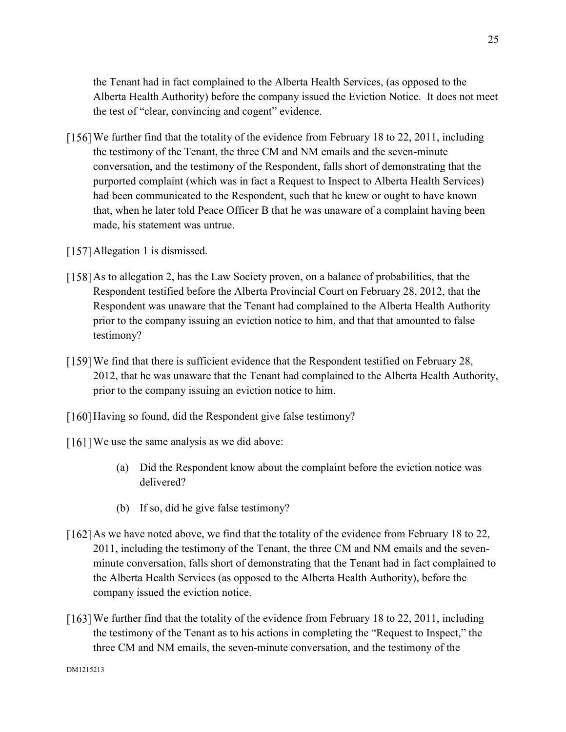the Tenant had in fact complained to the Alberta Health Services, (as opposed to the Alberta Health Authority) before the company issued the Eviction Notice. It does not meet the test of "clear, convincing and cogent" evidence.

[156] We further find that the totality of the evidence from February 18 to 22, 2011, including the testimony of the Tenant, the three CM and NM emails and the seven-minute conversation, and the testimony of the Respondent, falls short of demonstrating that the purported complaint (which was in fact a Request to Inspect to Alberta Health Services) had been communicated to the Respondent, such that he knew or ought to have known that, when he later told Peace Officer B that he was unaware of a complaint having been made, his statement was untrue.

[157] Allegation 1 is dismissed.

[158] As to allegation 2, has the Law Society proven, on a balance of probabilities, that the Respondent testified before the Alberta Provincial Court on February 28, 2012, that the Respondent was unaware that the Tenant had complained to the Alberta Health Authority prior to the company issuing an eviction notice to him, and that that amounted to false testimony?

[159] We find that there is sufficient evidence that the Respondent testified on February 28, 2012, that he was unaware that the Tenant had complained to the Alberta Health Authority, prior to the company issuing an eviction notice to him.

[160] Having so found, did the Respondent give false testimony?

[161] We use the same analysis as we did above:

(a) Did the Respondent know about the complaint before the eviction notice was delivered?

(b) If so, did he give false testimony?

[162] As we have noted above, we find that the totality of the evidence from February 18 to 22, 2011, including the testimony of the Tenant, the three CM and NM emails and the seven-minute conversation, falls short of demonstrating that the Tenant had in fact complained to the Alberta Health Services (as opposed to the Alberta Health Authority), before the company issued the eviction notice.

[163] We further find that the totality of the evidence from February 18 to 22, 2011, including the testimony of the Tenant as to his actions in completing the "Request to Inspect," the three CM and NM emails, the seven-minute conversation, and the testimony of the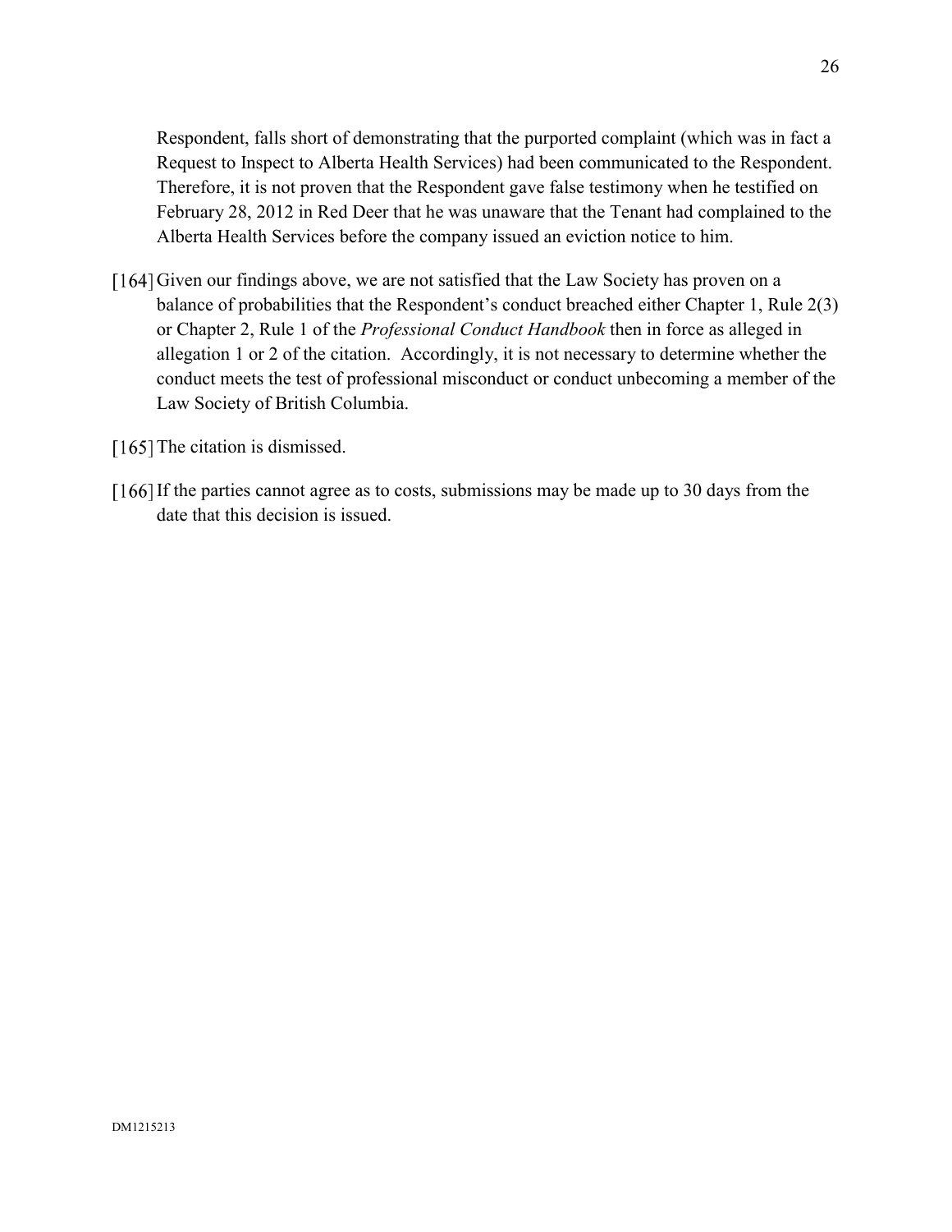Respondent, falls short of demonstrating that the purported complaint (which was in fact a Request to Inspect to Alberta Health Services) had been communicated to the Respondent. Therefore, it is not proven that the Respondent gave false testimony when he testified on February 28, 2012 in Red Deer that he was unaware that the Tenant had complained to the Alberta Health Services before the company issued an eviction notice to him.

[164] Given our findings above, we are not satisfied that the Law Society has proven on a balance of probabilities that the Respondent's conduct breached either Chapter 1, Rule 2(3) or Chapter 2, Rule 1 of the *Professional Conduct Handbook* then in force as alleged in allegation 1 or 2 of the citation. Accordingly, it is not necessary to determine whether the conduct meets the test of professional misconduct or conduct unbecoming a member of the Law Society of British Columbia.

[165] The citation is dismissed.

[166] If the parties cannot agree as to costs, submissions may be made up to 30 days from the date that this decision is issued.

DM1215213